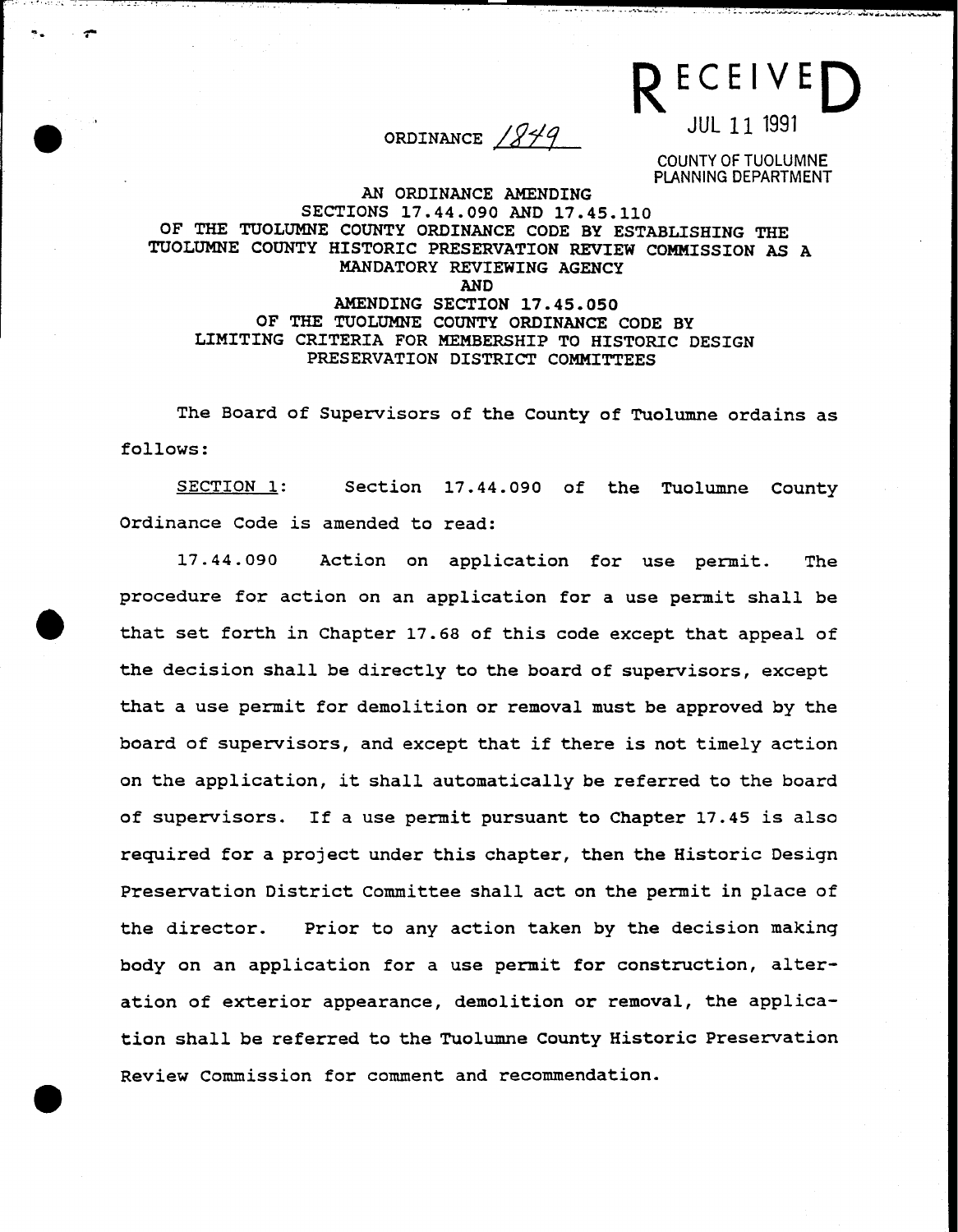RECEIVED
JUL 11 1991
COUNTY OF TUOLUMNE
PLANNING DEPARTMENT

ORDINANCE 1849

AN ORDINANCE AMENDING
SECTIONS 17.44.090 AND 17.45.110
OF THE TUOLUMNE COUNTY ORDINANCE CODE BY ESTABLISHING THE
TUOLUMNE COUNTY HISTORIC PRESERVATION REVIEW COMMISSION AS A
MANDATORY REVIEWING AGENCY
AND
AMENDING SECTION 17.45.050
OF THE TUOLUMNE COUNTY ORDINANCE CODE BY
LIMITING CRITERIA FOR MEMBERSHIP TO HISTORIC DESIGN
PRESERVATION DISTRICT COMMITTEES

The Board of Supervisors of the County of Tuolumne ordains as follows:

SECTION 1: Section 17.44.090 of the Tuolumne County Ordinance Code is amended to read:

17.44.090 Action on application for use permit. The procedure for action on an application for a use permit shall be that set forth in Chapter 17.68 of this code except that appeal of the decision shall be directly to the board of supervisors, except that a use permit for demolition or removal must be approved by the board of supervisors, and except that if there is not timely action on the application, it shall automatically be referred to the board of supervisors. If a use permit pursuant to Chapter 17.45 is also required for a project under this chapter, then the Historic Design Preservation District Committee shall act on the permit in place of the director. Prior to any action taken by the decision making body on an application for a use permit for construction, alteration of exterior appearance, demolition or removal, the application shall be referred to the Tuolumne County Historic Preservation Review Commission for comment and recommendation.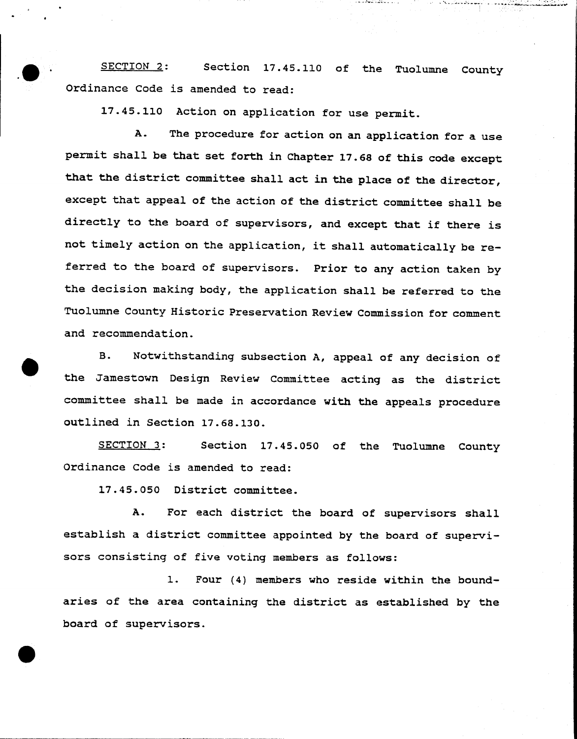<u>SECTION 2</u>: Section 17.45.110 of the Tuolumne County Ordinance Code is amended to read:

17.45.110 Action on application for use permit.

A. The procedure for action on an application for a use permit shall be that set forth in Chapter 17.68 of this code except that the district committee shall act in the place of the director, except that appeal of the action of the district committee shall be directly to the board of supervisors, and except that if there is not timely action on the application, it shall automatically be referred to the board of supervisors. Prior to any action taken by the decision making body, the application shall be referred to the Tuolumne County Historic Preservation Review Commission for comment and recommendation.

B. Notwithstanding subsection A, appeal of any decision of the Jamestown Design Review Committee acting as the district committee shall be made in accordance with the appeals procedure outlined in Section 17.68.130.

<u>SECTION 3</u>: Section 17.45.050 of the Tuolumne County Ordinance Code is amended to read:

17.45.050 District committee.

A. For each district the board of supervisors shall establish a district committee appointed by the board of supervisors consisting of five voting members as follows:

1. Four (4) members who reside within the boundaries of the area containing the district as established by the board of supervisors.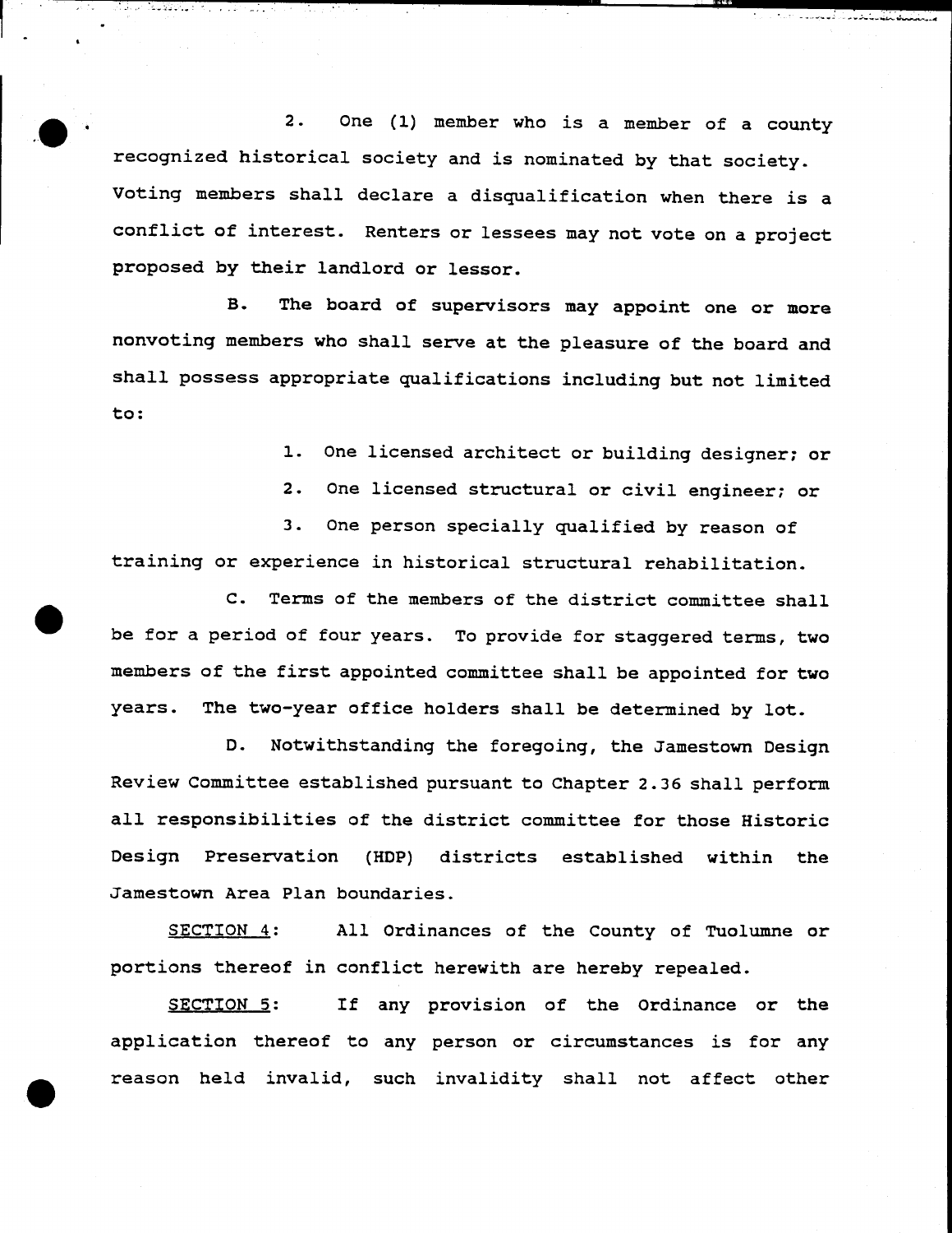2. One (1) member who is a member of a county recognized historical society and is nominated by that society. Voting members shall declare a disqualification when there is a conflict of interest. Renters or lessees may not vote on a project proposed by their landlord or lessor.

B. The board of supervisors may appoint one or more nonvoting members who shall serve at the pleasure of the board and shall possess appropriate qualifications including but not limited to:

1. One licensed architect or building designer; or

2. One licensed structural or civil engineer; or

3. One person specially qualified by reason of training or experience in historical structural rehabilitation.

C. Terms of the members of the district committee shall be for a period of four years. To provide for staggered terms, two members of the first appointed committee shall be appointed for two years. The two-year office holders shall be determined by lot.

D. Notwithstanding the foregoing, the Jamestown Design Review Committee established pursuant to Chapter 2.36 shall perform all responsibilities of the district committee for those Historic Design Preservation (HDP) districts established within the Jamestown Area Plan boundaries.

<u>SECTION 4</u>: All Ordinances of the County of Tuolumne or portions thereof in conflict herewith are hereby repealed.

<u>SECTION 5</u>: If any provision of the Ordinance or the application thereof to any person or circumstances is for any reason held invalid, such invalidity shall not affect other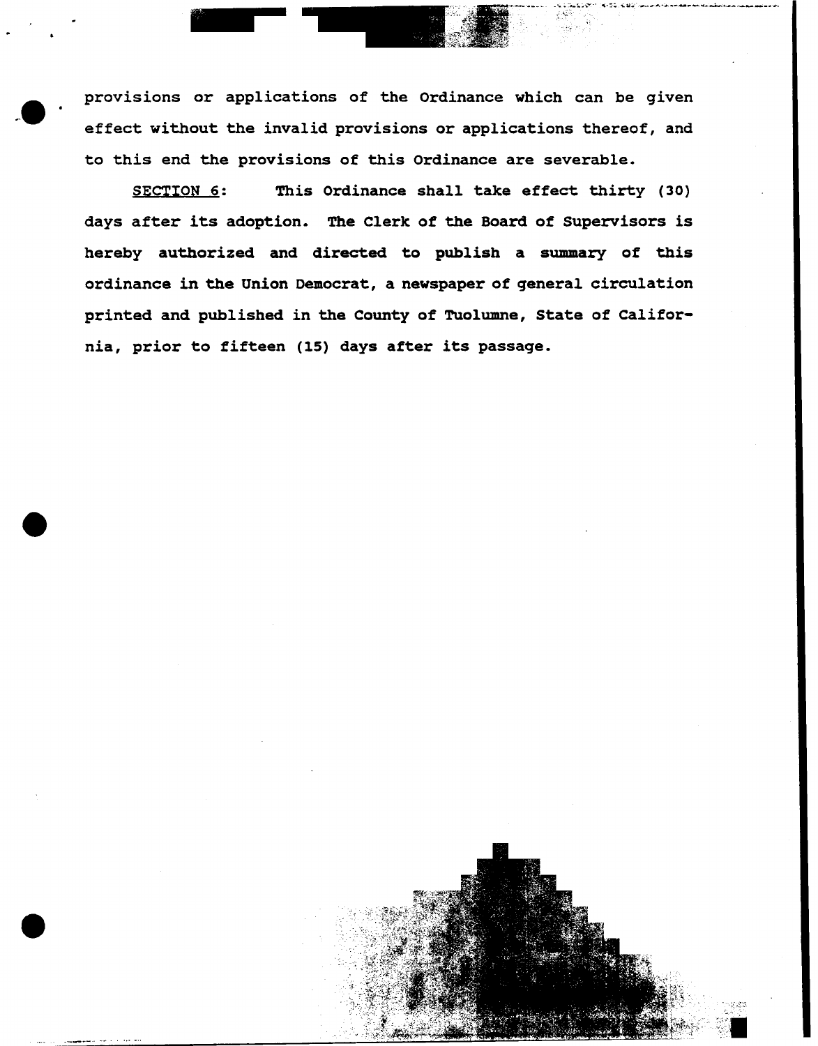provisions or applications of the Ordinance which can be given effect without the invalid provisions or applications thereof, and to this end the provisions of this Ordinance are severable.

SECTION 6: This Ordinance shall take effect thirty (30) days after its adoption. The Clerk of the Board of Supervisors is hereby authorized and directed to publish a summary of this ordinance in the Union Democrat, a newspaper of general circulation printed and published in the County of Tuolumne, State of California, prior to fifteen (15) days after its passage.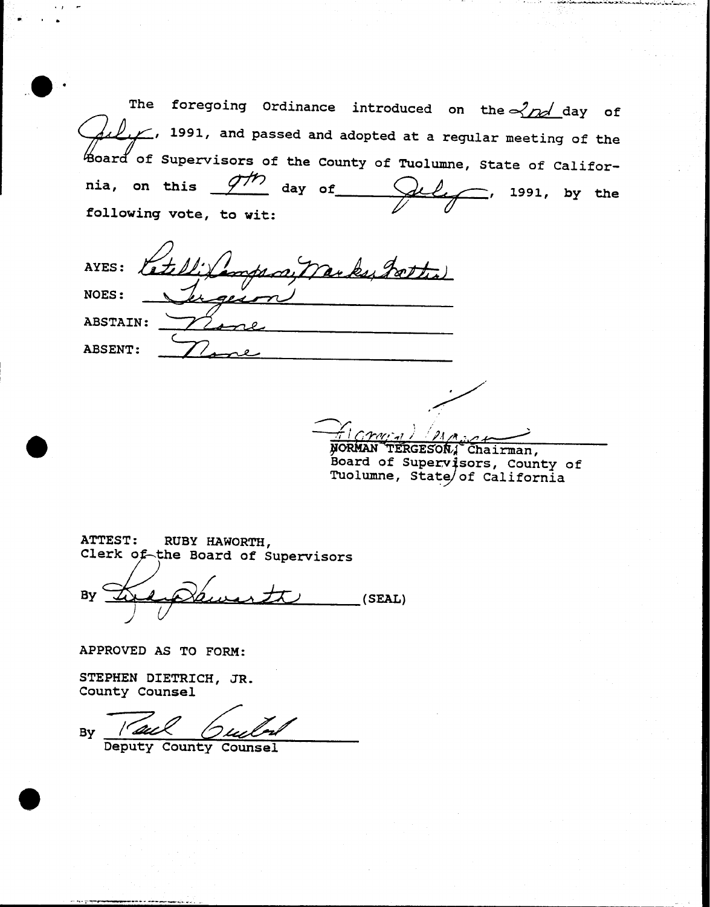The foregoing Ordinance introduced on the 2nd day of July, 1991, and passed and adopted at a regular meeting of the Board of Supervisors of the County of Tuolumne, State of California, on this 9th day of July, 1991, by the following vote, to wit:

AYES: Petelli, Campana, Marks, Trotter

NOES: Tergeson

ABSTAIN: None

ABSENT: None

NORMAN TERGESON, Chairman,
Board of Supervisors, County of Tuolumne, State of California

ATTEST: RUBY HAWORTH,
Clerk of the Board of Supervisors

By ____________________ (SEAL)

APPROVED AS TO FORM:

STEPHEN DIETRICH, JR.
County Counsel

By ____________________
Deputy County Counsel